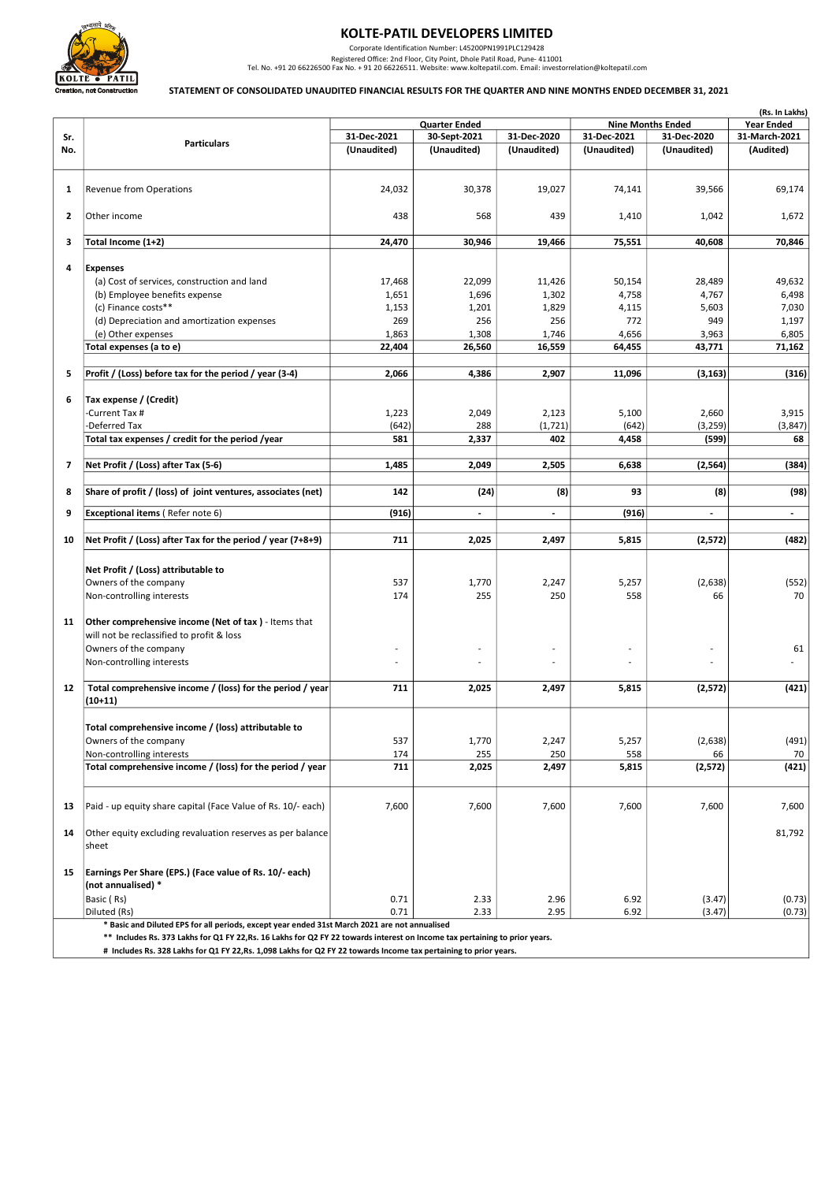# KOLTE-PATIL DEVELOPERS LIMITED

Corporate Identification Number: L45200PN1991PLC129428
Registered Office: 2nd Floor, City Point, Dhole Patil Road, Pune- 411001
Tel. No. +91 20 66226500 Fax No. + 91 20 66226511. Website: www.koltepatil.com. Email: investorrelation@koltepatil.com

## STATEMENT OF CONSOLIDATED UNAUDITED FINANCIAL RESULTS FOR THE QUARTER AND NINE MONTHS ENDED DECEMBER 31, 2021

(Rs. In Lakhs)

| Sr. No. | Particulars | Quarter Ended | | | Nine Months Ended | | Year Ended |
|---|---|---|---|---|---|---|---|
| | | 31-Dec-2021 | 30-Sept-2021 | 31-Dec-2020 | 31-Dec-2021 | 31-Dec-2020 | 31-March-2021 |
| | | (Unaudited) | (Unaudited) | (Unaudited) | (Unaudited) | (Unaudited) | (Audited) |
| 1 | Revenue from Operations | 24,032 | 30,378 | 19,027 | 74,141 | 39,566 | 69,174 |
| 2 | Other income | 438 | 568 | 439 | 1,410 | 1,042 | 1,672 |
| 3 | **Total Income (1+2)** | **24,470** | **30,946** | **19,466** | **75,551** | **40,608** | **70,846** |
| 4 | **Expenses** | | | | | | |
| | (a) Cost of services, construction and land | 17,468 | 22,099 | 11,426 | 50,154 | 28,489 | 49,632 |
| | (b) Employee benefits expense | 1,651 | 1,696 | 1,302 | 4,758 | 4,767 | 6,498 |
| | (c) Finance costs** | 1,153 | 1,201 | 1,829 | 4,115 | 5,603 | 7,030 |
| | (d) Depreciation and amortization expenses | 269 | 256 | 256 | 772 | 949 | 1,197 |
| | (e) Other expenses | 1,863 | 1,308 | 1,746 | 4,656 | 3,963 | 6,805 |
| | **Total expenses (a to e)** | **22,404** | **26,560** | **16,559** | **64,455** | **43,771** | **71,162** |
| 5 | **Profit / (Loss) before tax for the period / year (3-4)** | **2,066** | **4,386** | **2,907** | **11,096** | **(3,163)** | **(316)** |
| 6 | **Tax expense / (Credit)** | | | | | | |
| | -Current Tax # | 1,223 | 2,049 | 2,123 | 5,100 | 2,660 | 3,915 |
| | -Deferred Tax | (642) | 288 | (1,721) | (642) | (3,259) | (3,847) |
| | **Total tax expenses / credit for the period /year** | **581** | **2,337** | **402** | **4,458** | **(599)** | **68** |
| 7 | **Net Profit / (Loss) after Tax (5-6)** | **1,485** | **2,049** | **2,505** | **6,638** | **(2,564)** | **(384)** |
| 8 | **Share of profit / (loss) of joint ventures, associates (net)** | **142** | **(24)** | **(8)** | **93** | **(8)** | **(98)** |
| 9 | **Exceptional items** ( Refer note 6) | **(916)** | **-** | **-** | **(916)** | **-** | **-** |
| 10 | **Net Profit / (Loss) after Tax for the period / year (7+8+9)** | **711** | **2,025** | **2,497** | **5,815** | **(2,572)** | **(482)** |
| | **Net Profit / (Loss) attributable to** | | | | | | |
| | Owners of the company | 537 | 1,770 | 2,247 | 5,257 | (2,638) | (552) |
| | Non-controlling interests | 174 | 255 | 250 | 558 | 66 | 70 |
| 11 | **Other comprehensive income (Net of tax )** - Items that will not be reclassified to profit & loss | | | | | | |
| | Owners of the company | - | - | - | - | - | 61 |
| | Non-controlling interests | - | - | - | - | - | - |
| 12 | **Total comprehensive income / (loss) for the period / year (10+11)** | **711** | **2,025** | **2,497** | **5,815** | **(2,572)** | **(421)** |
| | **Total comprehensive income / (loss) attributable to** | | | | | | |
| | Owners of the company | 537 | 1,770 | 2,247 | 5,257 | (2,638) | (491) |
| | Non-controlling interests | 174 | 255 | 250 | 558 | 66 | 70 |
| | **Total comprehensive income / (loss) for the period / year** | **711** | **2,025** | **2,497** | **5,815** | **(2,572)** | **(421)** |
| 13 | Paid - up equity share capital (Face Value of Rs. 10/- each) | 7,600 | 7,600 | 7,600 | 7,600 | 7,600 | 7,600 |
| 14 | Other equity excluding revaluation reserves as per balance sheet | | | | | | 81,792 |
| 15 | **Earnings Per Share (EPS.) (Face value of Rs. 10/- each) (not annualised) *** | | | | | | |
| | Basic ( Rs) | 0.71 | 2.33 | 2.96 | 6.92 | (3.47) | (0.73) |
| | Diluted (Rs) | 0.71 | 2.33 | 2.95 | 6.92 | (3.47) | (0.73) |

**\* Basic and Diluted EPS for all periods, except year ended 31st March 2021 are not annualised**

**\*\* Includes Rs. 373 Lakhs for Q1 FY 22,Rs. 16 Lakhs for Q2 FY 22 towards interest on Income tax pertaining to prior years.**

**# Includes Rs. 328 Lakhs for Q1 FY 22,Rs. 1,098 Lakhs for Q2 FY 22 towards Income tax pertaining to prior years.**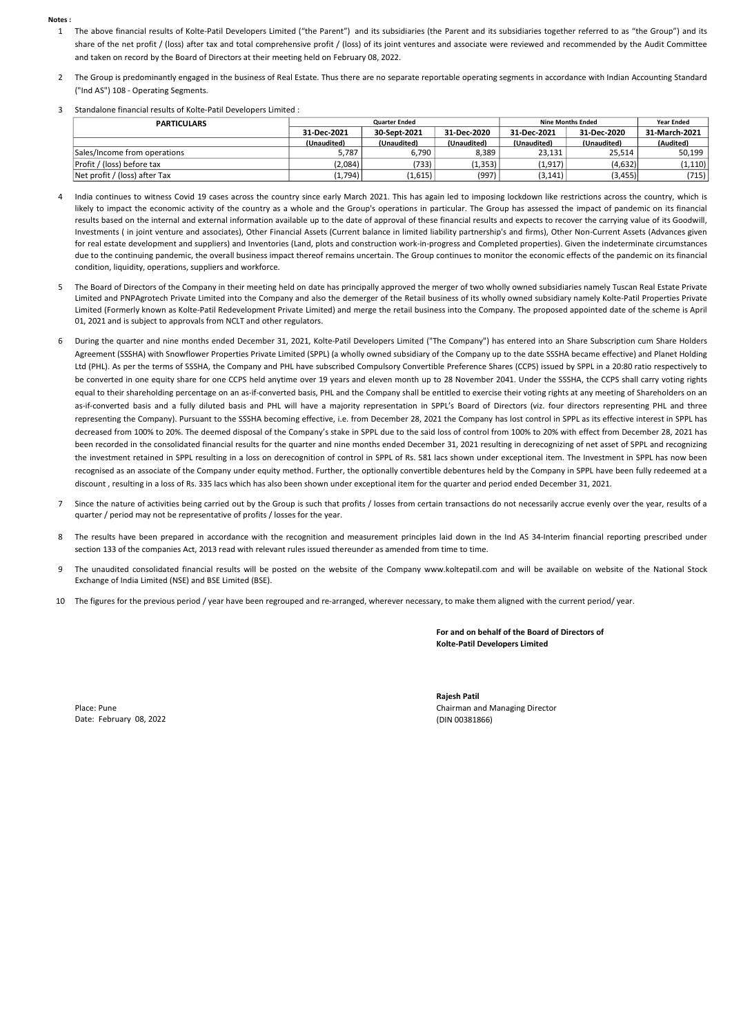**Notes :**

1. The above financial results of Kolte-Patil Developers Limited ("the Parent") and its subsidiaries (the Parent and its subsidiaries together referred to as "the Group") and its share of the net profit / (loss) after tax and total comprehensive profit / (loss) of its joint ventures and associate were reviewed and recommended by the Audit Committee and taken on record by the Board of Directors at their meeting held on February 08, 2022.

2. The Group is predominantly engaged in the business of Real Estate. Thus there are no separate reportable operating segments in accordance with Indian Accounting Standard ("Ind AS") 108 - Operating Segments.

3. Standalone financial results of Kolte-Patil Developers Limited :

| PARTICULARS | Quarter Ended | | | Nine Months Ended | | Year Ended |
|---|---|---|---|---|---|---|
| | 31-Dec-2021 | 30-Sept-2021 | 31-Dec-2020 | 31-Dec-2021 | 31-Dec-2020 | 31-March-2021 |
| | (Unaudited) | (Unaudited) | (Unaudited) | (Unaudited) | (Unaudited) | (Audited) |
| Sales/Income from operations | 5,787 | 6,790 | 8,389 | 23,131 | 25,514 | 50,199 |
| Profit / (loss) before tax | (2,084) | (733) | (1,353) | (1,917) | (4,632) | (1,110) |
| Net profit / (loss) after Tax | (1,794) | (1,615) | (997) | (3,141) | (3,455) | (715) |

4. India continues to witness Covid 19 cases across the country since early March 2021. This has again led to imposing lockdown like restrictions across the country, which is likely to impact the economic activity of the country as a whole and the Group's operations in particular. The Group has assessed the impact of pandemic on its financial results based on the internal and external information available up to the date of approval of these financial results and expects to recover the carrying value of its Goodwill, Investments ( in joint venture and associates), Other Financial Assets (Current balance in limited liability partnership's and firms), Other Non-Current Assets (Advances given for real estate development and suppliers) and Inventories (Land, plots and construction work-in-progress and Completed properties). Given the indeterminate circumstances due to the continuing pandemic, the overall business impact thereof remains uncertain. The Group continues to monitor the economic effects of the pandemic on its financial condition, liquidity, operations, suppliers and workforce.

5. The Board of Directors of the Company in their meeting held on date has principally approved the merger of two wholly owned subsidiaries namely Tuscan Real Estate Private Limited and PNPAgrotech Private Limited into the Company and also the demerger of the Retail business of its wholly owned subsidiary namely Kolte-Patil Properties Private Limited (Formerly known as Kolte-Patil Redevelopment Private Limited) and merge the retail business into the Company. The proposed appointed date of the scheme is April 01, 2021 and is subject to approvals from NCLT and other regulators.

6. During the quarter and nine months ended December 31, 2021, Kolte-Patil Developers Limited ("The Company") has entered into an Share Subscription cum Share Holders Agreement (SSSHA) with Snowflower Properties Private Limited (SPPL) (a wholly owned subsidiary of the Company up to the date SSSHA became effective) and Planet Holding Ltd (PHL). As per the terms of SSSHA, the Company and PHL have subscribed Compulsory Convertible Preference Shares (CCPS) issued by SPPL in a 20:80 ratio respectively to be converted in one equity share for one CCPS held anytime over 19 years and eleven month up to 28 November 2041. Under the SSSHA, the CCPS shall carry voting rights equal to their shareholding percentage on an as-if-converted basis, PHL and the Company shall be entitled to exercise their voting rights at any meeting of Shareholders on an as-if-converted basis and a fully diluted basis and PHL will have a majority representation in SPPL's Board of Directors (viz. four directors representing PHL and three representing the Company). Pursuant to the SSSHA becoming effective, i.e. from December 28, 2021 the Company has lost control in SPPL as its effective interest in SPPL has decreased from 100% to 20%. The deemed disposal of the Company's stake in SPPL due to the said loss of control from 100% to 20% with effect from December 28, 2021 has been recorded in the consolidated financial results for the quarter and nine months ended December 31, 2021 resulting in derecognizing of net asset of SPPL and recognizing the investment retained in SPPL resulting in a loss on derecognition of control in SPPL of Rs. 581 lacs shown under exceptional item. The Investment in SPPL has now been recognised as an associate of the Company under equity method. Further, the optionally convertible debentures held by the Company in SPPL have been fully redeemed at a discount , resulting in a loss of Rs. 335 lacs which has also been shown under exceptional item for the quarter and period ended December 31, 2021.

7. Since the nature of activities being carried out by the Group is such that profits / losses from certain transactions do not necessarily accrue evenly over the year, results of a quarter / period may not be representative of profits / losses for the year.

8. The results have been prepared in accordance with the recognition and measurement principles laid down in the Ind AS 34-Interim financial reporting prescribed under section 133 of the companies Act, 2013 read with relevant rules issued thereunder as amended from time to time.

9. The unaudited consolidated financial results will be posted on the website of the Company www.koltepatil.com and will be available on website of the National Stock Exchange of India Limited (NSE) and BSE Limited (BSE).

10. The figures for the previous period / year have been regrouped and re-arranged, wherever necessary, to make them aligned with the current period/ year.

**For and on behalf of the Board of Directors of**
**Kolte-Patil Developers Limited**

**Rajesh Patil**
Chairman and Managing Director
(DIN 00381866)

Place: Pune
Date: February 08, 2022